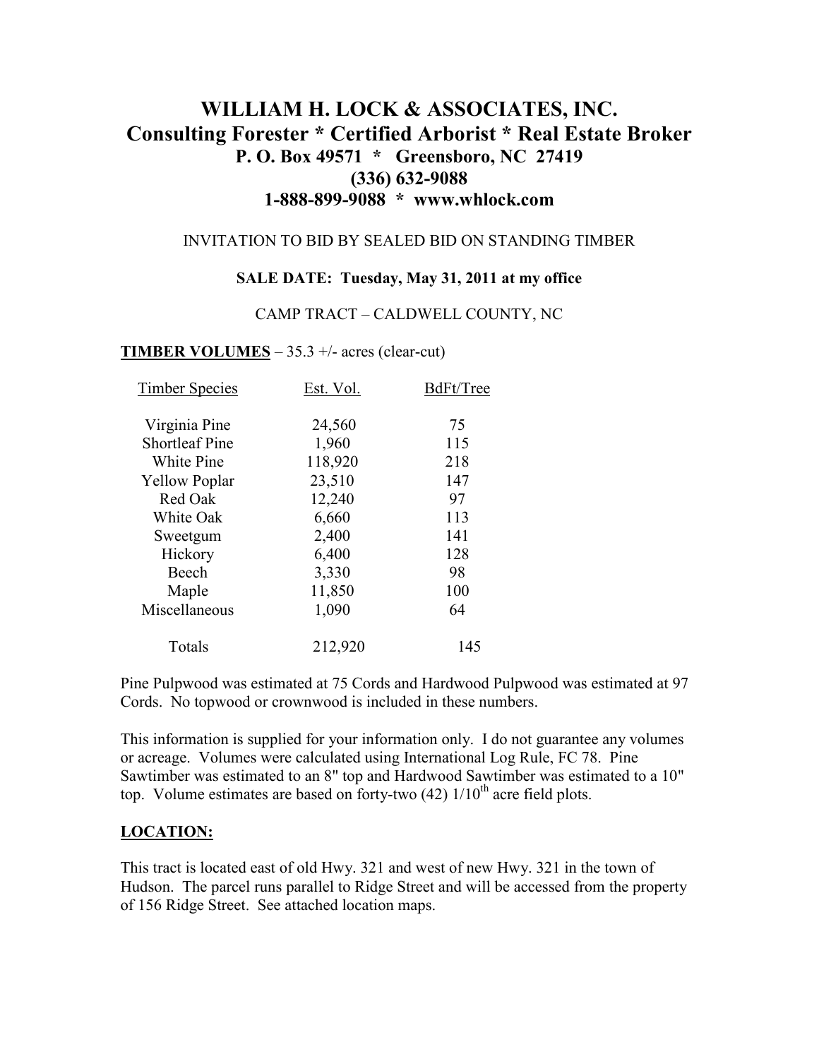# WILLIAM H. LOCK & ASSOCIATES, INC.
## Consulting Forester * Certified Arborist * Real Estate Broker
**P. O. Box 49571 * Greensboro, NC 27419**
**(336) 632-9088**
**1-888-899-9088 * www.whlock.com**

INVITATION TO BID BY SEALED BID ON STANDING TIMBER

**SALE DATE: Tuesday, May 31, 2011 at my office**

CAMP TRACT – CALDWELL COUNTY, NC

**TIMBER VOLUMES** – 35.3 +/- acres (clear-cut)

| Timber Species | Est. Vol. | BdFt/Tree |
|---|---|---|
| Virginia Pine | 24,560 | 75 |
| Shortleaf Pine | 1,960 | 115 |
| White Pine | 118,920 | 218 |
| Yellow Poplar | 23,510 | 147 |
| Red Oak | 12,240 | 97 |
| White Oak | 6,660 | 113 |
| Sweetgum | 2,400 | 141 |
| Hickory | 6,400 | 128 |
| Beech | 3,330 | 98 |
| Maple | 11,850 | 100 |
| Miscellaneous | 1,090 | 64 |
| Totals | 212,920 | 145 |

Pine Pulpwood was estimated at 75 Cords and Hardwood Pulpwood was estimated at 97 Cords. No topwood or crownwood is included in these numbers.

This information is supplied for your information only. I do not guarantee any volumes or acreage. Volumes were calculated using International Log Rule, FC 78. Pine Sawtimber was estimated to an 8" top and Hardwood Sawtimber was estimated to a 10" top. Volume estimates are based on forty-two (42) 1/10th acre field plots.

**LOCATION:**

This tract is located east of old Hwy. 321 and west of new Hwy. 321 in the town of Hudson. The parcel runs parallel to Ridge Street and will be accessed from the property of 156 Ridge Street. See attached location maps.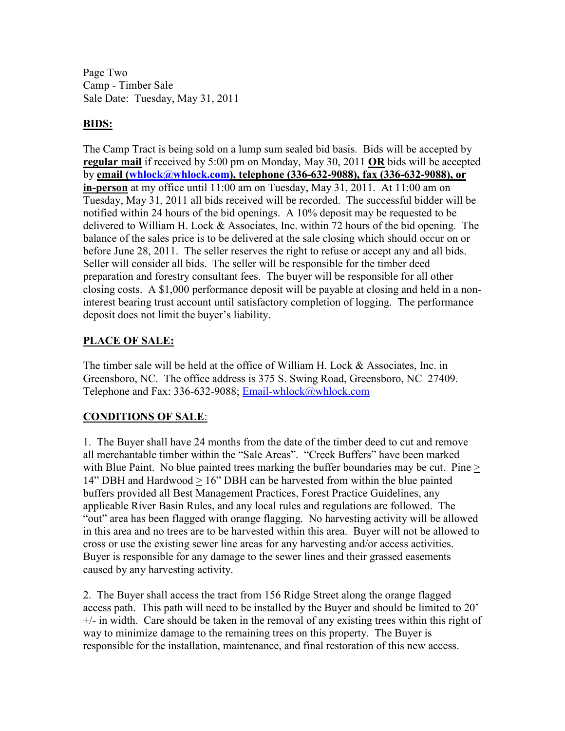Page Two
Camp - Timber Sale
Sale Date: Tuesday, May 31, 2011

## BIDS:

The Camp Tract is being sold on a lump sum sealed bid basis. Bids will be accepted by **regular mail** if received by 5:00 pm on Monday, May 30, 2011 **OR** bids will be accepted by **email (whlock@whlock.com), telephone (336-632-9088), fax (336-632-9088), or in-person** at my office until 11:00 am on Tuesday, May 31, 2011. At 11:00 am on Tuesday, May 31, 2011 all bids received will be recorded. The successful bidder will be notified within 24 hours of the bid openings. A 10% deposit may be requested to be delivered to William H. Lock & Associates, Inc. within 72 hours of the bid opening. The balance of the sales price is to be delivered at the sale closing which should occur on or before June 28, 2011. The seller reserves the right to refuse or accept any and all bids. Seller will consider all bids. The seller will be responsible for the timber deed preparation and forestry consultant fees. The buyer will be responsible for all other closing costs. A $1,000 performance deposit will be payable at closing and held in a non-interest bearing trust account until satisfactory completion of logging. The performance deposit does not limit the buyer's liability.

## PLACE OF SALE:

The timber sale will be held at the office of William H. Lock & Associates, Inc. in Greensboro, NC. The office address is 375 S. Swing Road, Greensboro, NC 27409. Telephone and Fax: 336-632-9088; Email-whlock@whlock.com

## CONDITIONS OF SALE:

1. The Buyer shall have 24 months from the date of the timber deed to cut and remove all merchantable timber within the "Sale Areas". "Creek Buffers" have been marked with Blue Paint. No blue painted trees marking the buffer boundaries may be cut. Pine ≥ 14" DBH and Hardwood ≥ 16" DBH can be harvested from within the blue painted buffers provided all Best Management Practices, Forest Practice Guidelines, any applicable River Basin Rules, and any local rules and regulations are followed. The "out" area has been flagged with orange flagging. No harvesting activity will be allowed in this area and no trees are to be harvested within this area. Buyer will not be allowed to cross or use the existing sewer line areas for any harvesting and/or access activities. Buyer is responsible for any damage to the sewer lines and their grassed easements caused by any harvesting activity.

2. The Buyer shall access the tract from 156 Ridge Street along the orange flagged access path. This path will need to be installed by the Buyer and should be limited to 20' +/- in width. Care should be taken in the removal of any existing trees within this right of way to minimize damage to the remaining trees on this property. The Buyer is responsible for the installation, maintenance, and final restoration of this new access.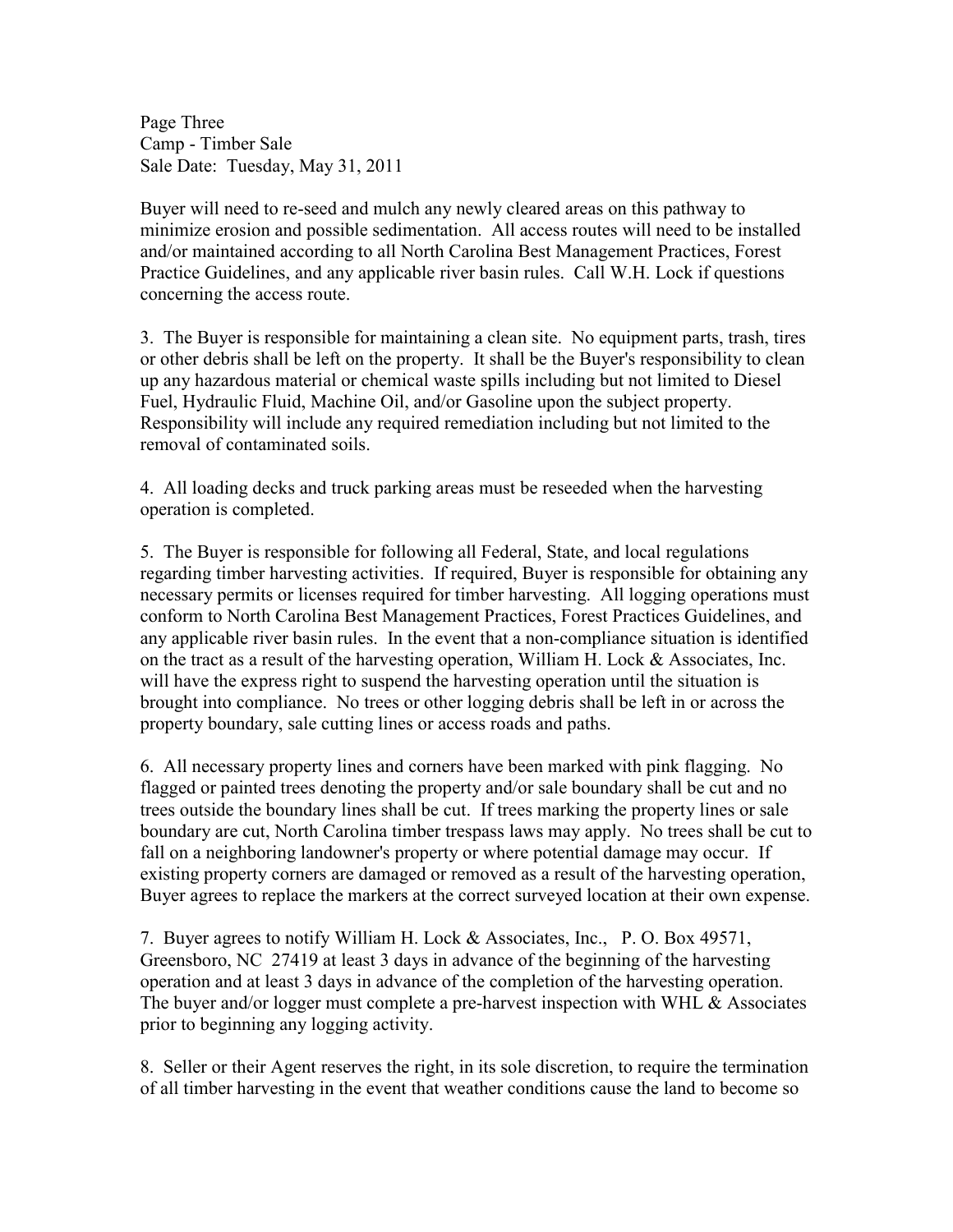Buyer will need to re-seed and mulch any newly cleared areas on this pathway to minimize erosion and possible sedimentation. All access routes will need to be installed and/or maintained according to all North Carolina Best Management Practices, Forest Practice Guidelines, and any applicable river basin rules. Call W.H. Lock if questions concerning the access route.

3. The Buyer is responsible for maintaining a clean site. No equipment parts, trash, tires or other debris shall be left on the property. It shall be the Buyer's responsibility to clean up any hazardous material or chemical waste spills including but not limited to Diesel Fuel, Hydraulic Fluid, Machine Oil, and/or Gasoline upon the subject property. Responsibility will include any required remediation including but not limited to the removal of contaminated soils.

4. All loading decks and truck parking areas must be reseeded when the harvesting operation is completed.

5. The Buyer is responsible for following all Federal, State, and local regulations regarding timber harvesting activities. If required, Buyer is responsible for obtaining any necessary permits or licenses required for timber harvesting. All logging operations must conform to North Carolina Best Management Practices, Forest Practices Guidelines, and any applicable river basin rules. In the event that a non-compliance situation is identified on the tract as a result of the harvesting operation, William H. Lock & Associates, Inc. will have the express right to suspend the harvesting operation until the situation is brought into compliance. No trees or other logging debris shall be left in or across the property boundary, sale cutting lines or access roads and paths.

6. All necessary property lines and corners have been marked with pink flagging. No flagged or painted trees denoting the property and/or sale boundary shall be cut and no trees outside the boundary lines shall be cut. If trees marking the property lines or sale boundary are cut, North Carolina timber trespass laws may apply. No trees shall be cut to fall on a neighboring landowner's property or where potential damage may occur. If existing property corners are damaged or removed as a result of the harvesting operation, Buyer agrees to replace the markers at the correct surveyed location at their own expense.

7. Buyer agrees to notify William H. Lock & Associates, Inc., P. O. Box 49571, Greensboro, NC 27419 at least 3 days in advance of the beginning of the harvesting operation and at least 3 days in advance of the completion of the harvesting operation. The buyer and/or logger must complete a pre-harvest inspection with WHL & Associates prior to beginning any logging activity.

8. Seller or their Agent reserves the right, in its sole discretion, to require the termination of all timber harvesting in the event that weather conditions cause the land to become so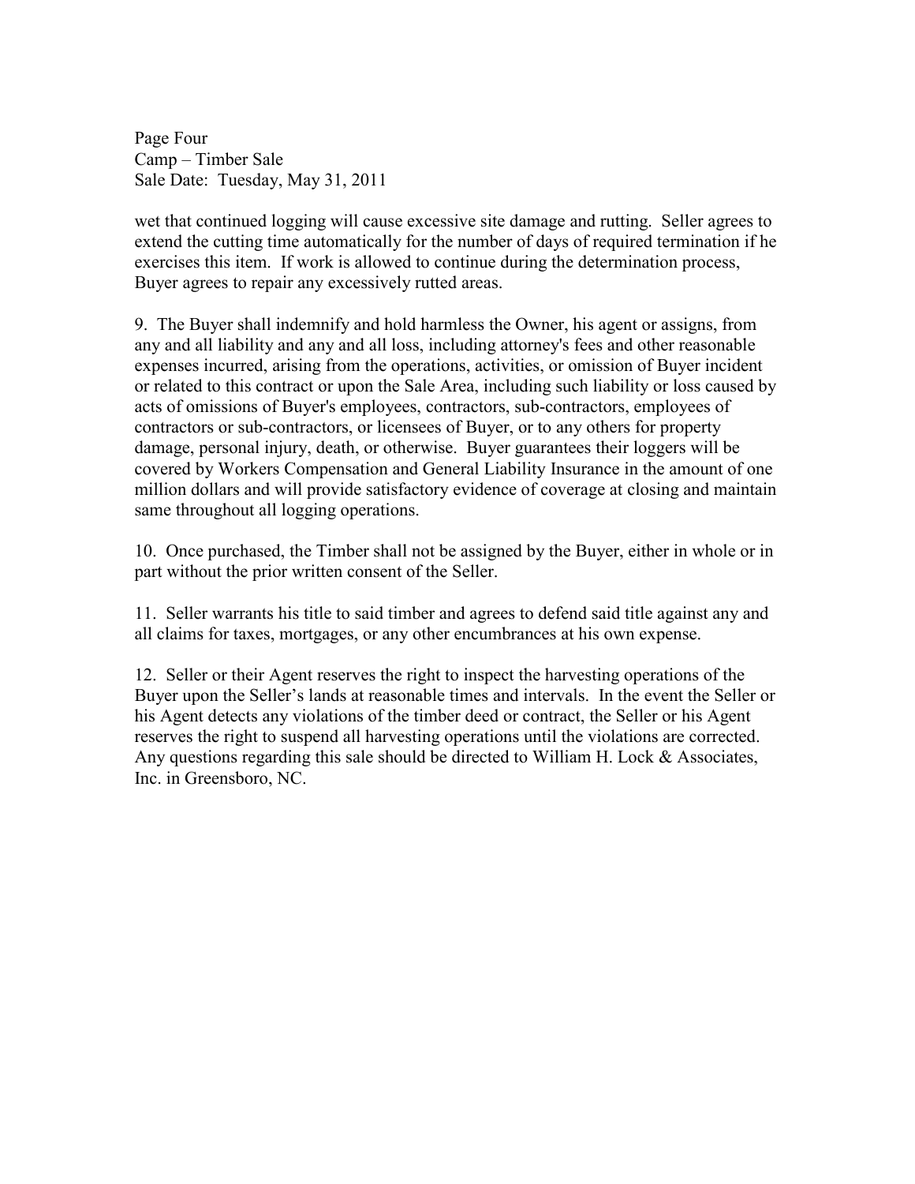wet that continued logging will cause excessive site damage and rutting. Seller agrees to extend the cutting time automatically for the number of days of required termination if he exercises this item. If work is allowed to continue during the determination process, Buyer agrees to repair any excessively rutted areas.

9. The Buyer shall indemnify and hold harmless the Owner, his agent or assigns, from any and all liability and any and all loss, including attorney's fees and other reasonable expenses incurred, arising from the operations, activities, or omission of Buyer incident or related to this contract or upon the Sale Area, including such liability or loss caused by acts of omissions of Buyer's employees, contractors, sub-contractors, employees of contractors or sub-contractors, or licensees of Buyer, or to any others for property damage, personal injury, death, or otherwise. Buyer guarantees their loggers will be covered by Workers Compensation and General Liability Insurance in the amount of one million dollars and will provide satisfactory evidence of coverage at closing and maintain same throughout all logging operations.

10. Once purchased, the Timber shall not be assigned by the Buyer, either in whole or in part without the prior written consent of the Seller.

11. Seller warrants his title to said timber and agrees to defend said title against any and all claims for taxes, mortgages, or any other encumbrances at his own expense.

12. Seller or their Agent reserves the right to inspect the harvesting operations of the Buyer upon the Seller's lands at reasonable times and intervals. In the event the Seller or his Agent detects any violations of the timber deed or contract, the Seller or his Agent reserves the right to suspend all harvesting operations until the violations are corrected. Any questions regarding this sale should be directed to William H. Lock & Associates, Inc. in Greensboro, NC.